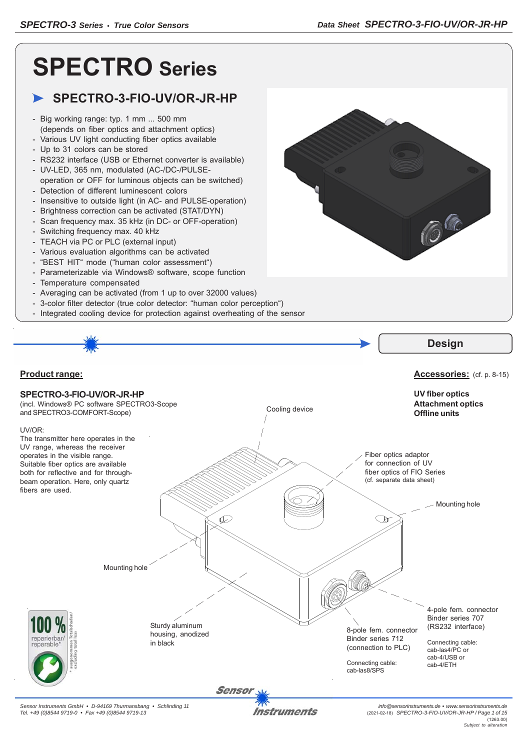# SPECTRO Series

## SPECTRO-3-FIO-UV/OR-JR-HP

- Big working range: typ. 1 mm ... 500 mm (depends on fiber optics and attachment optics)
- Various UV light conducting fiber optics available
- Up to 31 colors can be stored
- RS232 interface (USB or Ethernet converter is available)
- UV-LED, 365 nm, modulated (AC-/DC-/PULSE-operation or OFF for luminous objects can be switched)
- Detection of different luminescent colors
- Insensitive to outside light (in AC- and PULSE-operation)
- Brightness correction can be activated (STAT/DYN)
- Scan frequency max. 35 kHz (in DC- or OFF-operation)
- Switching frequency max. 40 kHz
- TEACH via PC or PLC (external input)
- Various evaluation algorithms can be activated
- “BEST HIT“ mode (“human color assessment“)
- Parameterizable via Windows® software, scope function
- Temperature compensated
- Averaging can be activated (from 1 up to over 32000 values)
- 3-color filter detector (true color detector: “human color perception“)
- Integrated cooling device for protection against overheating of the sensor

## Design

**Product range:**

**SPECTRO-3-FIO-UV/OR-JR-HP**
(incl. Windows® PC software SPECTRO3-Scope and SPECTRO3-COMFORT-Scope)

UV/OR:
The transmitter here operates in the UV range, whereas the receiver operates in the visible range. Suitable fiber optics are available both for reflective and for through-beam operation. Here, only quartz fibers are used.

**Accessories:** (cf. p. 8-15)

**UV fiber optics**
**Attachment optics**
**Offline units**

Cooling device

Fiber optics adaptor for connection of UV fiber optics of FIO Series (cf. separate data sheet)

Mounting hole

Mounting hole

Sturdy aluminum housing, anodized in black

8-pole fem. connector Binder series 712 (connection to PLC)

Connecting cable: cab-las8/SPS

4-pole fem. connector Binder series 707 (RS232 interface)

Connecting cable: cab-las4/PC or cab-4/USB or cab-4/ETH

100 % reparierbar/ reparable*

\* ausgenommen Totalschaden/ excluding total loss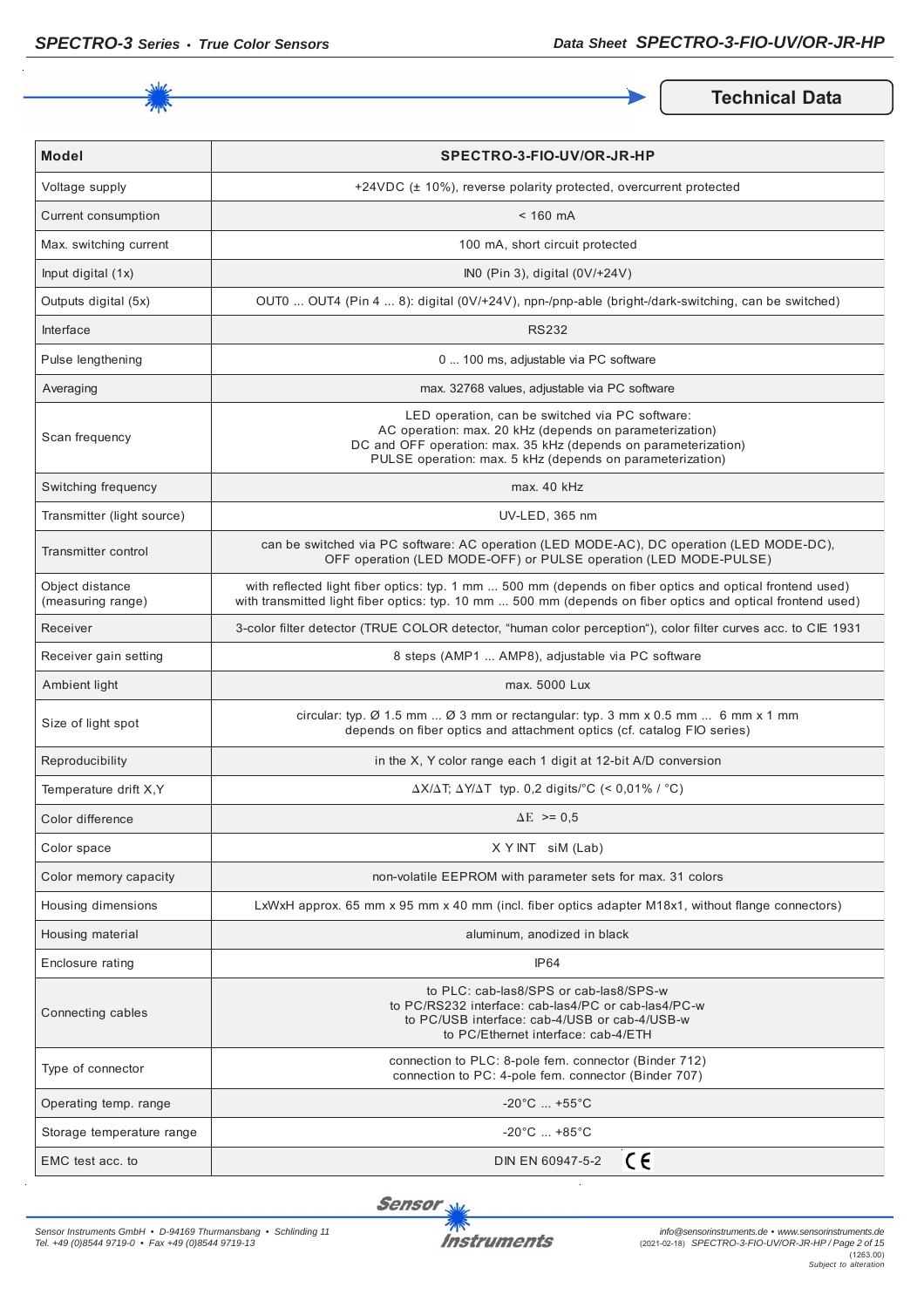## Technical Data

| Model | SPECTRO-3-FIO-UV/OR-JR-HP |
|---|---|
| Voltage supply | +24VDC (± 10%), reverse polarity protected, overcurrent protected |
| Current consumption | < 160 mA |
| Max. switching current | 100 mA, short circuit protected |
| Input digital (1x) | IN0 (Pin 3), digital (0V/+24V) |
| Outputs digital (5x) | OUT0 ... OUT4 (Pin 4 ... 8): digital (0V/+24V), npn-/pnp-able (bright-/dark-switching, can be switched) |
| Interface | RS232 |
| Pulse lengthening | 0 ... 100 ms, adjustable via PC software |
| Averaging | max. 32768 values, adjustable via PC software |
| Scan frequency | LED operation, can be switched via PC software:<br>AC operation: max. 20 kHz (depends on parameterization)<br>DC and OFF operation: max. 35 kHz (depends on parameterization)<br>PULSE operation: max. 5 kHz (depends on parameterization) |
| Switching frequency | max. 40 kHz |
| Transmitter (light source) | UV-LED, 365 nm |
| Transmitter control | can be switched via PC software: AC operation (LED MODE-AC), DC operation (LED MODE-DC), OFF operation (LED MODE-OFF) or PULSE operation (LED MODE-PULSE) |
| Object distance (measuring range) | with reflected light fiber optics: typ. 1 mm ... 500 mm (depends on fiber optics and optical frontend used)<br>with transmitted light fiber optics: typ. 10 mm ... 500 mm (depends on fiber optics and optical frontend used) |
| Receiver | 3-color filter detector (TRUE COLOR detector, “human color perception“), color filter curves acc. to CIE 1931 |
| Receiver gain setting | 8 steps (AMP1 ... AMP8), adjustable via PC software |
| Ambient light | max. 5000 Lux |
| Size of light spot | circular: typ. Ø 1.5 mm ... Ø 3 mm or rectangular: typ. 3 mm x 0.5 mm ... 6 mm x 1 mm<br>depends on fiber optics and attachment optics (cf. catalog FIO series) |
| Reproducibility | in the X, Y color range each 1 digit at 12-bit A/D conversion |
| Temperature drift X,Y | $\Delta X/\Delta T$; $\Delta Y/\Delta T$ typ. 0,2 digits/°C (< 0,01% / °C) |
| Color difference | $\Delta E$ >= 0,5 |
| Color space | X Y INT siM (Lab) |
| Color memory capacity | non-volatile EEPROM with parameter sets for max. 31 colors |
| Housing dimensions | LxWxH approx. 65 mm x 95 mm x 40 mm (incl. fiber optics adapter M18x1, without flange connectors) |
| Housing material | aluminum, anodized in black |
| Enclosure rating | IP64 |
| Connecting cables | to PLC: cab-las8/SPS or cab-las8/SPS-w<br>to PC/RS232 interface: cab-las4/PC or cab-las4/PC-w<br>to PC/USB interface: cab-4/USB or cab-4/USB-w<br>to PC/Ethernet interface: cab-4/ETH |
| Type of connector | connection to PLC: 8-pole fem. connector (Binder 712)<br>connection to PC: 4-pole fem. connector (Binder 707) |
| Operating temp. range | -20°C ... +55°C |
| Storage temperature range | -20°C ... +85°C |
| EMC test acc. to | DIN EN 60947-5-2 CE |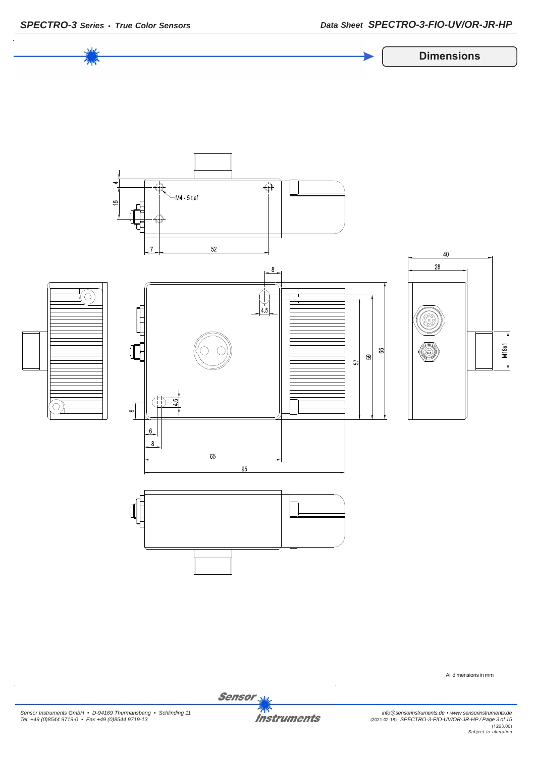## Dimensions

M4 - 5 tief

All dimensions in mm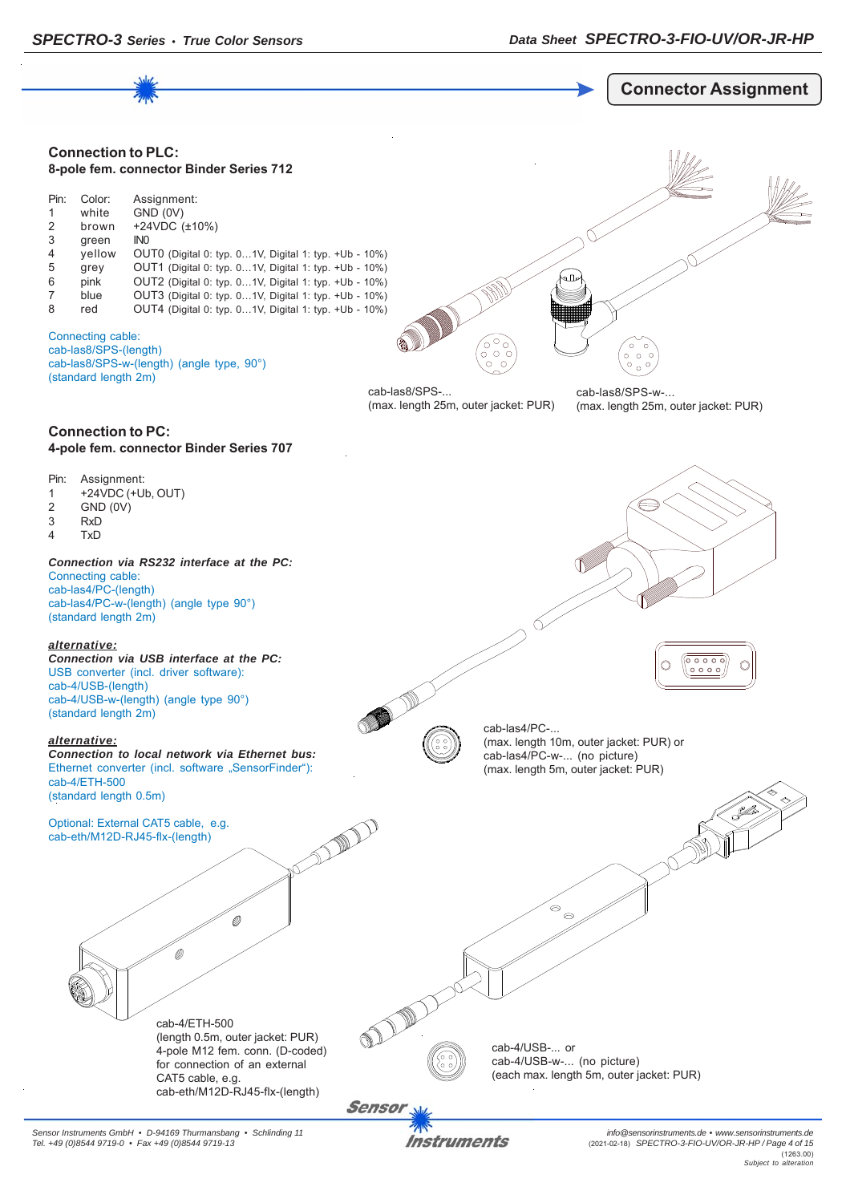## Connector Assignment

### Connection to PLC:
**8-pole fem. connector Binder Series 712**

| Pin: | Color: | Assignment: |
|---|---|---|
| 1 | white | GND (0V) |
| 2 | brown | +24VDC (±10%) |
| 3 | green | IN0 |
| 4 | yellow | OUT0 (Digital 0: typ. 0...1V, Digital 1: typ. +Ub - 10%) |
| 5 | grey | OUT1 (Digital 0: typ. 0...1V, Digital 1: typ. +Ub - 10%) |
| 6 | pink | OUT2 (Digital 0: typ. 0...1V, Digital 1: typ. +Ub - 10%) |
| 7 | blue | OUT3 (Digital 0: typ. 0...1V, Digital 1: typ. +Ub - 10%) |
| 8 | red | OUT4 (Digital 0: typ. 0...1V, Digital 1: typ. +Ub - 10%) |

Connecting cable:
cab-las8/SPS-(length)
cab-las8/SPS-w-(length) (angle type, 90°)
(standard length 2m)

cab-las8/SPS-...
(max. length 25m, outer jacket: PUR)

cab-las8/SPS-w-...
(max. length 25m, outer jacket: PUR)

### Connection to PC:
**4-pole fem. connector Binder Series 707**

| Pin: | Assignment: |
|---|---|
| 1 | +24VDC (+Ub, OUT) |
| 2 | GND (0V) |
| 3 | RxD |
| 4 | TxD |

***Connection via RS232 interface at the PC:***
Connecting cable:
cab-las4/PC-(length)
cab-las4/PC-w-(length) (angle type 90°)
(standard length 2m)

***alternative:***
***Connection via USB interface at the PC:***
USB converter (incl. driver software):
cab-4/USB-(length)
cab-4/USB-w-(length) (angle type 90°)
(standard length 2m)

***alternative:***
***Connection to local network via Ethernet bus:***
Ethernet converter (incl. software „SensorFinder"):
cab-4/ETH-500
(standard length 0.5m)

Optional: External CAT5 cable, e.g.
cab-eth/M12D-RJ45-flx-(length)

cab-las4/PC-...
(max. length 10m, outer jacket: PUR) or
cab-las4/PC-w-... (no picture)
(max. length 5m, outer jacket: PUR)

cab-4/ETH-500
(length 0.5m, outer jacket: PUR)
4-pole M12 fem. conn. (D-coded)
for connection of an external
CAT5 cable, e.g.
cab-eth/M12D-RJ45-flx-(length)

cab-4/USB-... or
cab-4/USB-w-... (no picture)
(each max. length 5m, outer jacket: PUR)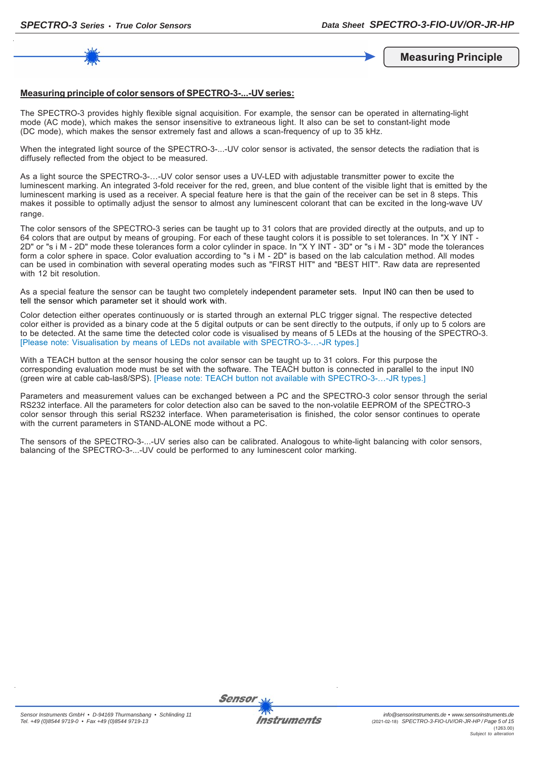## Measuring Principle

**Measuring principle of color sensors of SPECTRO-3-...-UV series:**

The SPECTRO-3 provides highly flexible signal acquisition. For example, the sensor can be operated in alternating-light mode (AC mode), which makes the sensor insensitive to extraneous light. It also can be set to constant-light mode (DC mode), which makes the sensor extremely fast and allows a scan-frequency of up to 35 kHz.

When the integrated light source of the SPECTRO-3-...-UV color sensor is activated, the sensor detects the radiation that is diffusely reflected from the object to be measured.

As a light source the SPECTRO-3-…-UV color sensor uses a UV-LED with adjustable transmitter power to excite the luminescent marking. An integrated 3-fold receiver for the red, green, and blue content of the visible light that is emitted by the luminescent marking is used as a receiver. A special feature here is that the gain of the receiver can be set in 8 steps. This makes it possible to optimally adjust the sensor to almost any luminescent colorant that can be excited in the long-wave UV range.

The color sensors of the SPECTRO-3 series can be taught up to 31 colors that are provided directly at the outputs, and up to 64 colors that are output by means of grouping. For each of these taught colors it is possible to set tolerances. In "X Y INT - 2D" or "s i M - 2D" mode these tolerances form a color cylinder in space. In "X Y INT - 3D" or "s i M - 3D" mode the tolerances form a color sphere in space. Color evaluation according to "s i M - 2D" is based on the lab calculation method. All modes can be used in combination with several operating modes such as "FIRST HIT" and "BEST HIT". Raw data are represented with 12 bit resolution.

As a special feature the sensor can be taught two completely independent parameter sets. Input IN0 can then be used to tell the sensor which parameter set it should work with.

Color detection either operates continuously or is started through an external PLC trigger signal. The respective detected color either is provided as a binary code at the 5 digital outputs or can be sent directly to the outputs, if only up to 5 colors are to be detected. At the same time the detected color code is visualised by means of 5 LEDs at the housing of the SPECTRO-3. [Please note: Visualisation by means of LEDs not available with SPECTRO-3-…-JR types.]

With a TEACH button at the sensor housing the color sensor can be taught up to 31 colors. For this purpose the corresponding evaluation mode must be set with the software. The TEACH button is connected in parallel to the input IN0 (green wire at cable cab-las8/SPS). [Please note: TEACH button not available with SPECTRO-3-…-JR types.]

Parameters and measurement values can be exchanged between a PC and the SPECTRO-3 color sensor through the serial RS232 interface. All the parameters for color detection also can be saved to the non-volatile EEPROM of the SPECTRO-3 color sensor through this serial RS232 interface. When parameterisation is finished, the color sensor continues to operate with the current parameters in STAND-ALONE mode without a PC.

The sensors of the SPECTRO-3-...-UV series also can be calibrated. Analogous to white-light balancing with color sensors, balancing of the SPECTRO-3-...-UV could be performed to any luminescent color marking.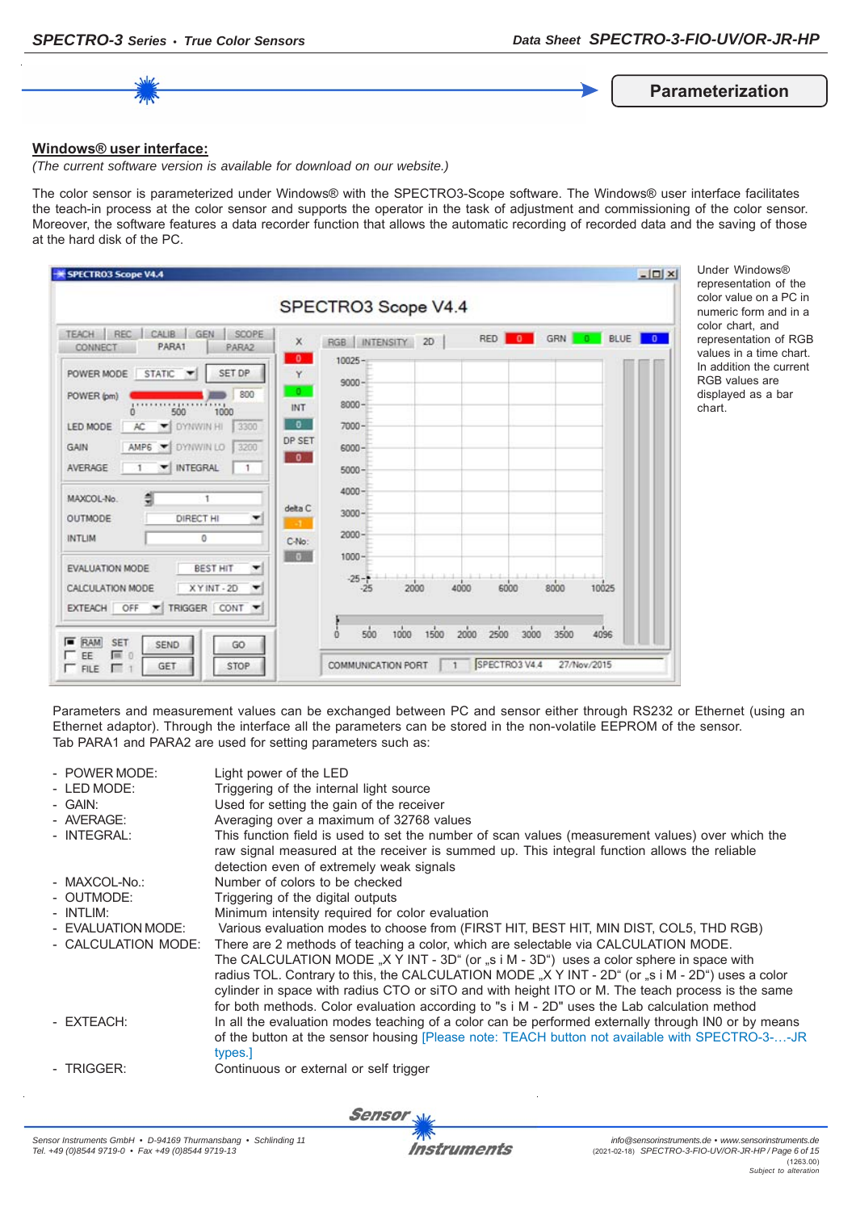## Parameterization

**Windows® user interface:**

*(The current software version is available for download on our website.)*

The color sensor is parameterized under Windows® with the SPECTRO3-Scope software. The Windows® user interface facilitates the teach-in process at the color sensor and supports the operator in the task of adjustment and commissioning of the color sensor. Moreover, the software features a data recorder function that allows the automatic recording of recorded data and the saving of those at the hard disk of the PC.

Under Windows® representation of the color value on a PC in numeric form and in a color chart, and representation of RGB values in a time chart. In addition the current RGB values are displayed as a bar chart.

Parameters and measurement values can be exchanged between PC and sensor either through RS232 or Ethernet (using an Ethernet adaptor). Through the interface all the parameters can be stored in the non-volatile EEPROM of the sensor.
Tab PARA1 and PARA2 are used for setting parameters such as:

- POWER MODE: Light power of the LED
- LED MODE: Triggering of the internal light source
- GAIN: Used for setting the gain of the receiver
- AVERAGE: Averaging over a maximum of 32768 values
- INTEGRAL: This function field is used to set the number of scan values (measurement values) over which the raw signal measured at the receiver is summed up. This integral function allows the reliable detection even of extremely weak signals
- MAXCOL-No.: Number of colors to be checked
- OUTMODE: Triggering of the digital outputs
- INTLIM: Minimum intensity required for color evaluation
- EVALUATION MODE: Various evaluation modes to choose from (FIRST HIT, BEST HIT, MIN DIST, COL5, THD RGB)
- CALCULATION MODE: There are 2 methods of teaching a color, which are selectable via CALCULATION MODE. The CALCULATION MODE „X Y INT - 3D“ (or „s i M - 3D“) uses a color sphere in space with radius TOL. Contrary to this, the CALCULATION MODE „X Y INT - 2D“ (or „s i M - 2D“) uses a color cylinder in space with radius CTO or siTO and with height ITO or M. The teach process is the same for both methods. Color evaluation according to "s i M - 2D" uses the Lab calculation method
- EXTEACH: In all the evaluation modes teaching of a color can be performed externally through IN0 or by means of the button at the sensor housing [Please note: TEACH button not available with SPECTRO-3-…-JR types.]
- TRIGGER: Continuous or external or self trigger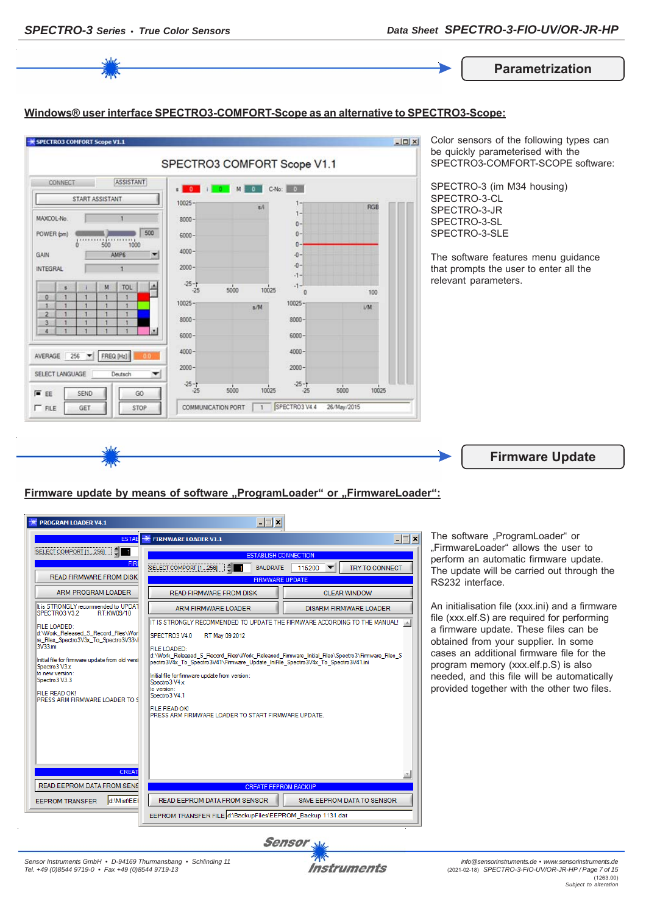## Parametrization

**Windows® user interface SPECTRO3-COMFORT-Scope as an alternative to SPECTRO3-Scope:**

Color sensors of the following types can be quickly parameterised with the SPECTRO3-COMFORT-SCOPE software:

SPECTRO-3 (im M34 housing)
SPECTRO-3-CL
SPECTRO-3-JR
SPECTRO-3-SL
SPECTRO-3-SLE

The software features menu guidance that prompts the user to enter all the relevant parameters.

## Firmware Update

**Firmware update by means of software „ProgramLoader“ or „FirmwareLoader“:**

The software „ProgramLoader“ or „FirmwareLoader“ allows the user to perform an automatic firmware update. The update will be carried out through the RS232 interface.

An initialisation file (xxx.ini) and a firmware file (xxx.elf.S) are required for performing a firmware update. These files can be obtained from your supplier. In some cases an additional firmware file for the program memory (xxx.elf.p.S) is also needed, and this file will be automatically provided together with the other two files.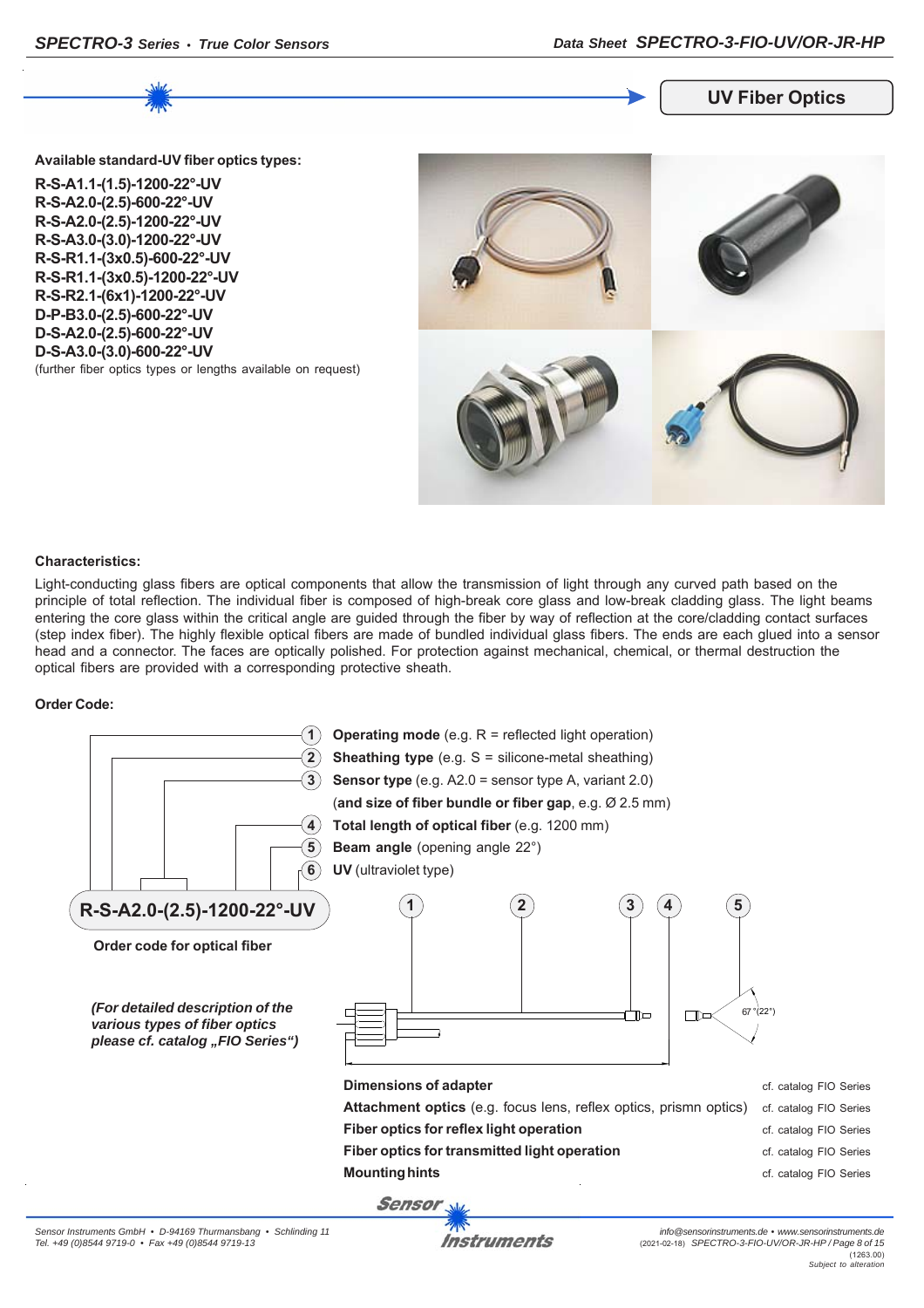## UV Fiber Optics

**Available standard-UV fiber optics types:**

**R-S-A1.1-(1.5)-1200-22°-UV**
**R-S-A2.0-(2.5)-600-22°-UV**
**R-S-A2.0-(2.5)-1200-22°-UV**
**R-S-A3.0-(3.0)-1200-22°-UV**
**R-S-R1.1-(3x0.5)-600-22°-UV**
**R-S-R1.1-(3x0.5)-1200-22°-UV**
**R-S-R2.1-(6x1)-1200-22°-UV**
**D-P-B3.0-(2.5)-600-22°-UV**
**D-S-A2.0-(2.5)-600-22°-UV**
**D-S-A3.0-(3.0)-600-22°-UV**
(further fiber optics types or lengths available on request)

**Characteristics:**

Light-conducting glass fibers are optical components that allow the transmission of light through any curved path based on the principle of total reflection. The individual fiber is composed of high-break core glass and low-break cladding glass. The light beams entering the core glass within the critical angle are guided through the fiber by way of reflection at the core/cladding contact surfaces (step index fiber). The highly flexible optical fibers are made of bundled individual glass fibers. The ends are each glued into a sensor head and a connector. The faces are optically polished. For protection against mechanical, chemical, or thermal destruction the optical fibers are provided with a corresponding protective sheath.

**Order Code:**

1. **Operating mode** (e.g. R = reflected light operation)
2. **Sheathing type** (e.g. S = silicone-metal sheathing)
3. **Sensor type** (e.g. A2.0 = sensor type A, variant 2.0) (**and size of fiber bundle or fiber gap**, e.g. Ø 2.5 mm)
4. **Total length of optical fiber** (e.g. 1200 mm)
5. **Beam angle** (opening angle 22°)
6. **UV** (ultraviolet type)

**R-S-A2.0-(2.5)-1200-22°-UV**

**Order code for optical fiber**

*(For detailed description of the various types of fiber optics please cf. catalog „FIO Series")*

67° (22°)

| | |
|---|---|
| **Dimensions of adapter** | cf. catalog FIO Series |
| **Attachment optics** (e.g. focus lens, reflex optics, prismn optics) | cf. catalog FIO Series |
| **Fiber optics for reflex light operation** | cf. catalog FIO Series |
| **Fiber optics for transmitted light operation** | cf. catalog FIO Series |
| **Mounting hints** | cf. catalog FIO Series |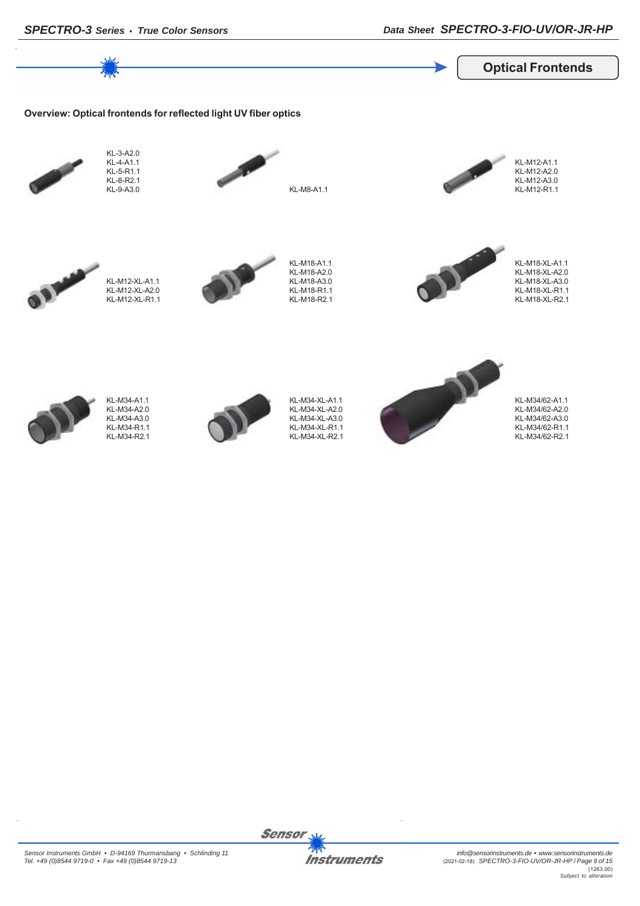## Optical Frontends

**Overview: Optical frontends for reflected light UV fiber optics**

KL-3-A2.0
KL-4-A1.1
KL-5-R1.1
KL-8-R2.1
KL-9-A3.0

KL-M8-A1.1

KL-M12-A1.1
KL-M12-A2.0
KL-M12-A3.0
KL-M12-R1.1

KL-M12-XL-A1.1
KL-M12-XL-A2.0
KL-M12-XL-R1.1

KL-M18-A1.1
KL-M18-A2.0
KL-M18-A3.0
KL-M18-R1.1
KL-M18-R2.1

KL-M18-XL-A1.1
KL-M18-XL-A2.0
KL-M18-XL-A3.0
KL-M18-XL-R1.1
KL-M18-XL-R2.1

KL-M34-A1.1
KL-M34-A2.0
KL-M34-A3.0
KL-M34-R1.1
KL-M34-R2.1

KL-M34-XL-A1.1
KL-M34-XL-A2.0
KL-M34-XL-A3.0
KL-M34-XL-R1.1
KL-M34-XL-R2.1

KL-M34/62-A1.1
KL-M34/62-A2.0
KL-M34/62-A3.0
KL-M34/62-R1.1
KL-M34/62-R2.1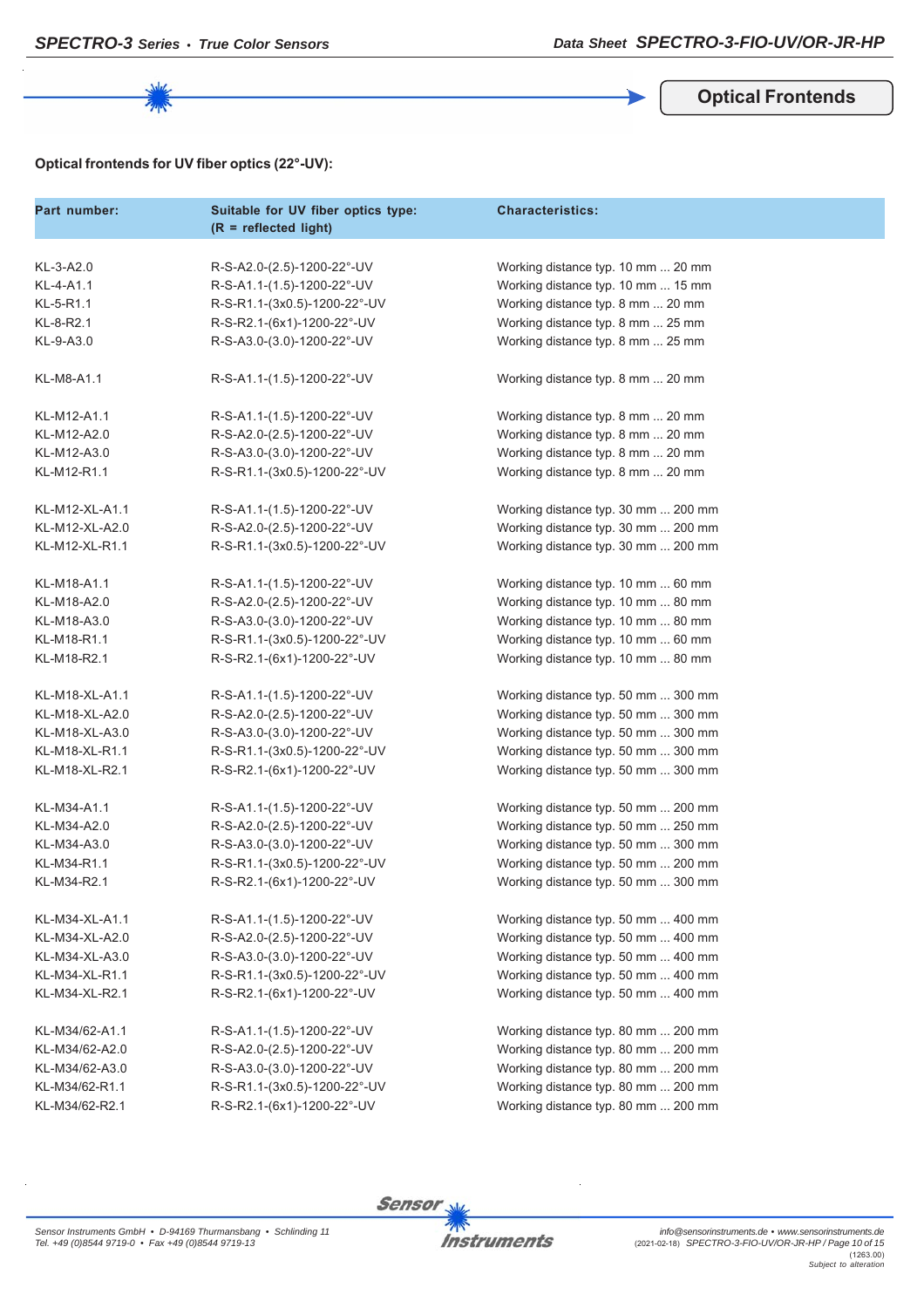## Optical Frontends

**Optical frontends for UV fiber optics (22°-UV):**

| Part number: | Suitable for UV fiber optics type: (R = reflected light) | Characteristics: |
|---|---|---|
| KL-3-A2.0 | R-S-A2.0-(2.5)-1200-22°-UV | Working distance typ. 10 mm ... 20 mm |
| KL-4-A1.1 | R-S-A1.1-(1.5)-1200-22°-UV | Working distance typ. 10 mm ... 15 mm |
| KL-5-R1.1 | R-S-R1.1-(3x0.5)-1200-22°-UV | Working distance typ. 8 mm ... 20 mm |
| KL-8-R2.1 | R-S-R2.1-(6x1)-1200-22°-UV | Working distance typ. 8 mm ... 25 mm |
| KL-9-A3.0 | R-S-A3.0-(3.0)-1200-22°-UV | Working distance typ. 8 mm ... 25 mm |
| KL-M8-A1.1 | R-S-A1.1-(1.5)-1200-22°-UV | Working distance typ. 8 mm ... 20 mm |
| KL-M12-A1.1 | R-S-A1.1-(1.5)-1200-22°-UV | Working distance typ. 8 mm ... 20 mm |
| KL-M12-A2.0 | R-S-A2.0-(2.5)-1200-22°-UV | Working distance typ. 8 mm ... 20 mm |
| KL-M12-A3.0 | R-S-A3.0-(3.0)-1200-22°-UV | Working distance typ. 8 mm ... 20 mm |
| KL-M12-R1.1 | R-S-R1.1-(3x0.5)-1200-22°-UV | Working distance typ. 8 mm ... 20 mm |
| KL-M12-XL-A1.1 | R-S-A1.1-(1.5)-1200-22°-UV | Working distance typ. 30 mm ... 200 mm |
| KL-M12-XL-A2.0 | R-S-A2.0-(2.5)-1200-22°-UV | Working distance typ. 30 mm ... 200 mm |
| KL-M12-XL-R1.1 | R-S-R1.1-(3x0.5)-1200-22°-UV | Working distance typ. 30 mm ... 200 mm |
| KL-M18-A1.1 | R-S-A1.1-(1.5)-1200-22°-UV | Working distance typ. 10 mm ... 60 mm |
| KL-M18-A2.0 | R-S-A2.0-(2.5)-1200-22°-UV | Working distance typ. 10 mm ... 80 mm |
| KL-M18-A3.0 | R-S-A3.0-(3.0)-1200-22°-UV | Working distance typ. 10 mm ... 80 mm |
| KL-M18-R1.1 | R-S-R1.1-(3x0.5)-1200-22°-UV | Working distance typ. 10 mm ... 60 mm |
| KL-M18-R2.1 | R-S-R2.1-(6x1)-1200-22°-UV | Working distance typ. 10 mm ... 80 mm |
| KL-M18-XL-A1.1 | R-S-A1.1-(1.5)-1200-22°-UV | Working distance typ. 50 mm ... 300 mm |
| KL-M18-XL-A2.0 | R-S-A2.0-(2.5)-1200-22°-UV | Working distance typ. 50 mm ... 300 mm |
| KL-M18-XL-A3.0 | R-S-A3.0-(3.0)-1200-22°-UV | Working distance typ. 50 mm ... 300 mm |
| KL-M18-XL-R1.1 | R-S-R1.1-(3x0.5)-1200-22°-UV | Working distance typ. 50 mm ... 300 mm |
| KL-M18-XL-R2.1 | R-S-R2.1-(6x1)-1200-22°-UV | Working distance typ. 50 mm ... 300 mm |
| KL-M34-A1.1 | R-S-A1.1-(1.5)-1200-22°-UV | Working distance typ. 50 mm ... 200 mm |
| KL-M34-A2.0 | R-S-A2.0-(2.5)-1200-22°-UV | Working distance typ. 50 mm ... 250 mm |
| KL-M34-A3.0 | R-S-A3.0-(3.0)-1200-22°-UV | Working distance typ. 50 mm ... 300 mm |
| KL-M34-R1.1 | R-S-R1.1-(3x0.5)-1200-22°-UV | Working distance typ. 50 mm ... 200 mm |
| KL-M34-R2.1 | R-S-R2.1-(6x1)-1200-22°-UV | Working distance typ. 50 mm ... 300 mm |
| KL-M34-XL-A1.1 | R-S-A1.1-(1.5)-1200-22°-UV | Working distance typ. 50 mm ... 400 mm |
| KL-M34-XL-A2.0 | R-S-A2.0-(2.5)-1200-22°-UV | Working distance typ. 50 mm ... 400 mm |
| KL-M34-XL-A3.0 | R-S-A3.0-(3.0)-1200-22°-UV | Working distance typ. 50 mm ... 400 mm |
| KL-M34-XL-R1.1 | R-S-R1.1-(3x0.5)-1200-22°-UV | Working distance typ. 50 mm ... 400 mm |
| KL-M34-XL-R2.1 | R-S-R2.1-(6x1)-1200-22°-UV | Working distance typ. 50 mm ... 400 mm |
| KL-M34/62-A1.1 | R-S-A1.1-(1.5)-1200-22°-UV | Working distance typ. 80 mm ... 200 mm |
| KL-M34/62-A2.0 | R-S-A2.0-(2.5)-1200-22°-UV | Working distance typ. 80 mm ... 200 mm |
| KL-M34/62-A3.0 | R-S-A3.0-(3.0)-1200-22°-UV | Working distance typ. 80 mm ... 200 mm |
| KL-M34/62-R1.1 | R-S-R1.1-(3x0.5)-1200-22°-UV | Working distance typ. 80 mm ... 200 mm |
| KL-M34/62-R2.1 | R-S-R2.1-(6x1)-1200-22°-UV | Working distance typ. 80 mm ... 200 mm |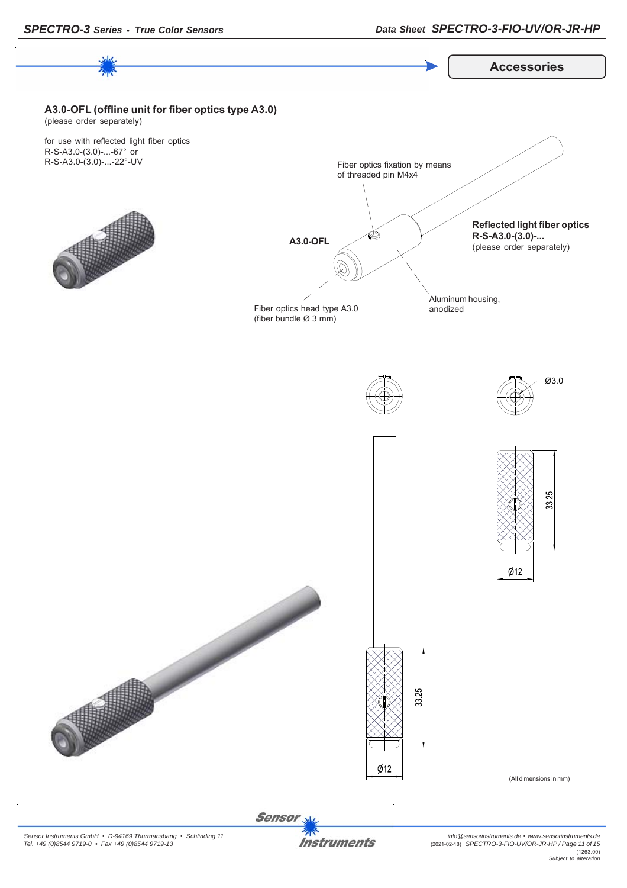## Accessories

### A3.0-OFL (offline unit for fiber optics type A3.0)
(please order separately)

for use with reflected light fiber optics
R-S-A3.0-(3.0)-...-67° or
R-S-A3.0-(3.0)-...-22°-UV

Fiber optics fixation by means of threaded pin M4x4

**A3.0-OFL**

**Reflected light fiber optics R-S-A3.0-(3.0)-...**
(please order separately)

Aluminum housing, anodized

Fiber optics head type A3.0
(fiber bundle Ø 3 mm)

Ø3.0

33.25

Ø12

33.25

Ø12

(All dimensions in mm)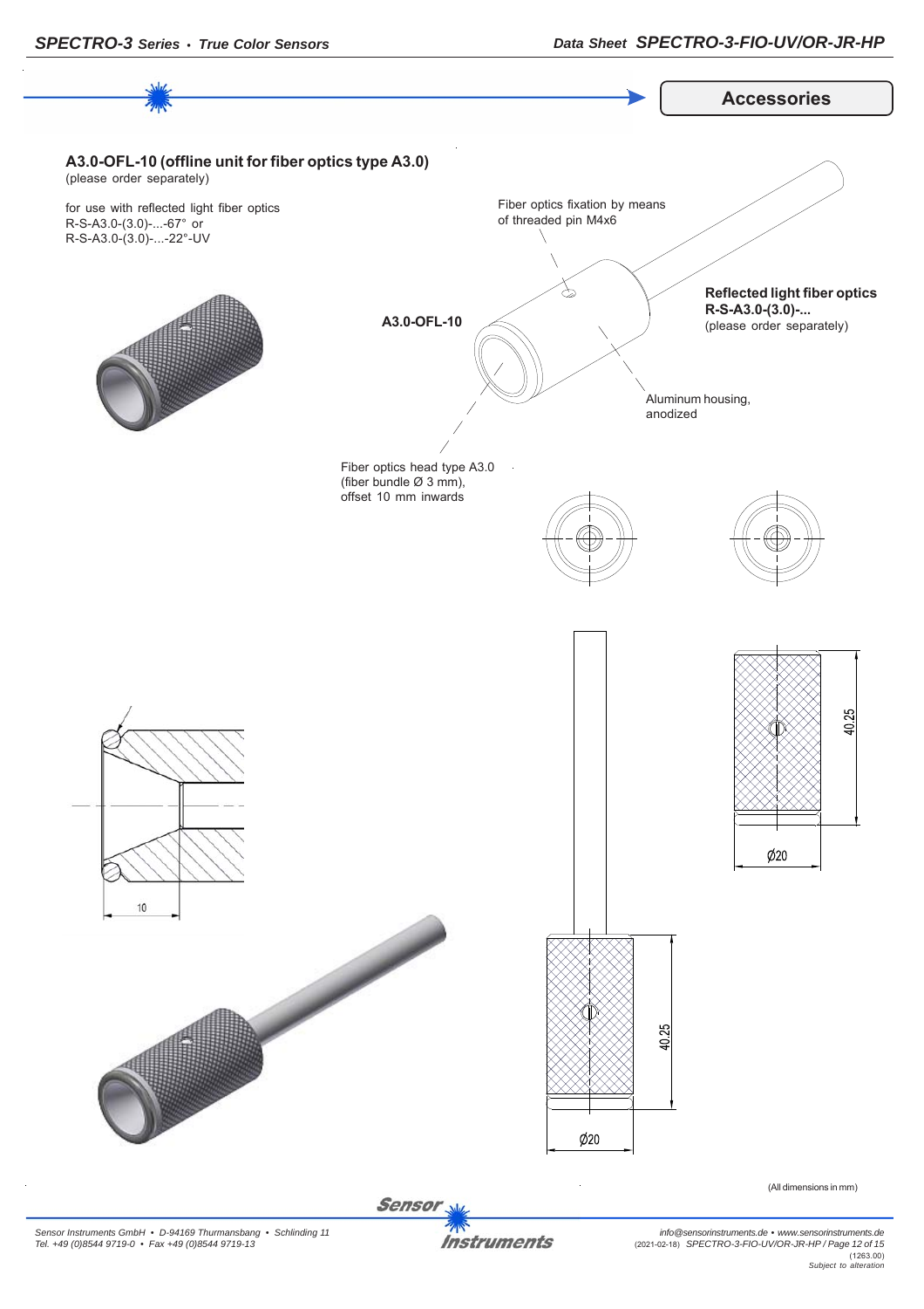## Accessories

### A3.0-OFL-10 (offline unit for fiber optics type A3.0)

(please order separately)

for use with reflected light fiber optics
R-S-A3.0-(3.0)-...-67° or
R-S-A3.0-(3.0)-...-22°-UV

Fiber optics fixation by means of threaded pin M4x6

**A3.0-OFL-10**

**Reflected light fiber optics R-S-A3.0-(3.0)-...**
(please order separately)

Aluminum housing, anodized

Fiber optics head type A3.0 (fiber bundle Ø 3 mm), offset 10 mm inwards

10

40.25

Ø20

40.25

Ø20

(All dimensions in mm)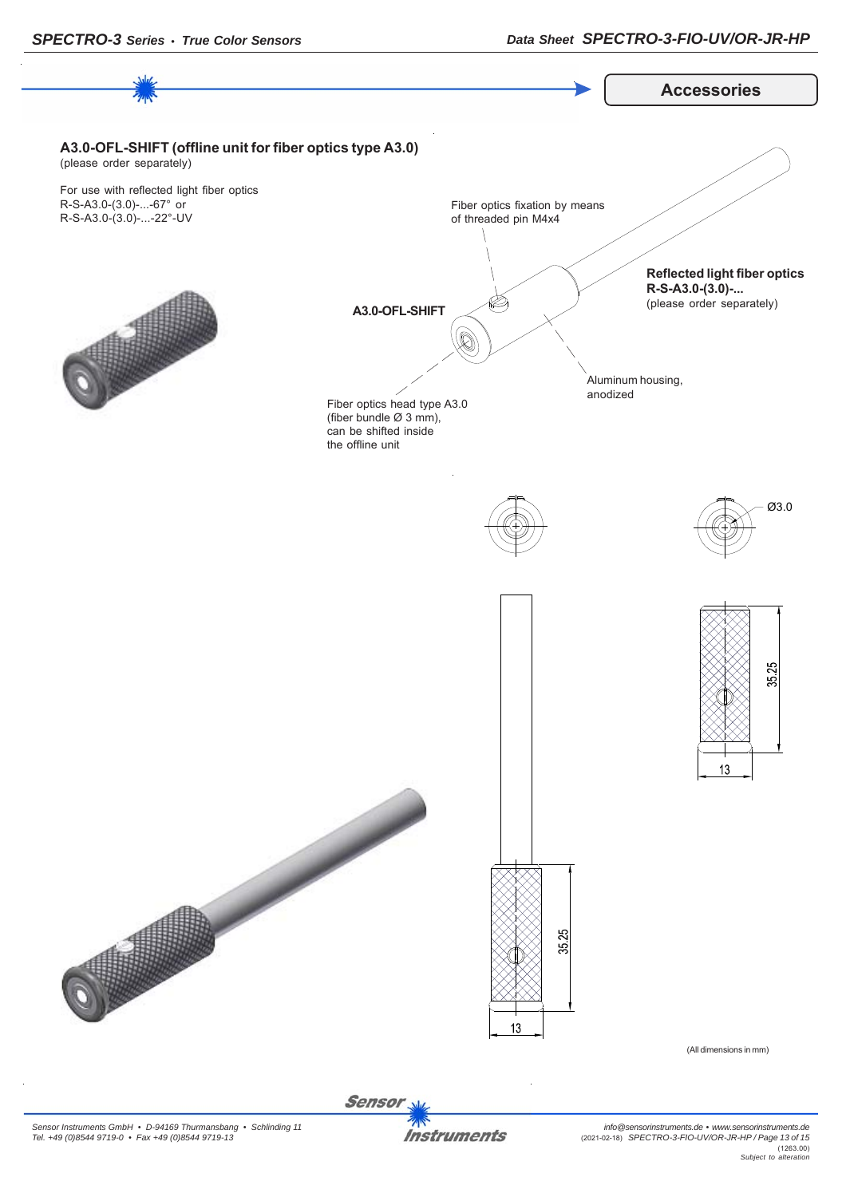## Accessories

**A3.0-OFL-SHIFT (offline unit for fiber optics type A3.0)**
(please order separately)

For use with reflected light fiber optics
R-S-A3.0-(3.0)-...-67° or
R-S-A3.0-(3.0)-...-22°-UV

Fiber optics fixation by means of threaded pin M4x4

**Reflected light fiber optics R-S-A3.0-(3.0)-...**
(please order separately)

**A3.0-OFL-SHIFT**

Aluminum housing, anodized

Fiber optics head type A3.0 (fiber bundle Ø 3 mm), can be shifted inside the offline unit

Ø3.0

35.25

13

35.25

13

(All dimensions in mm)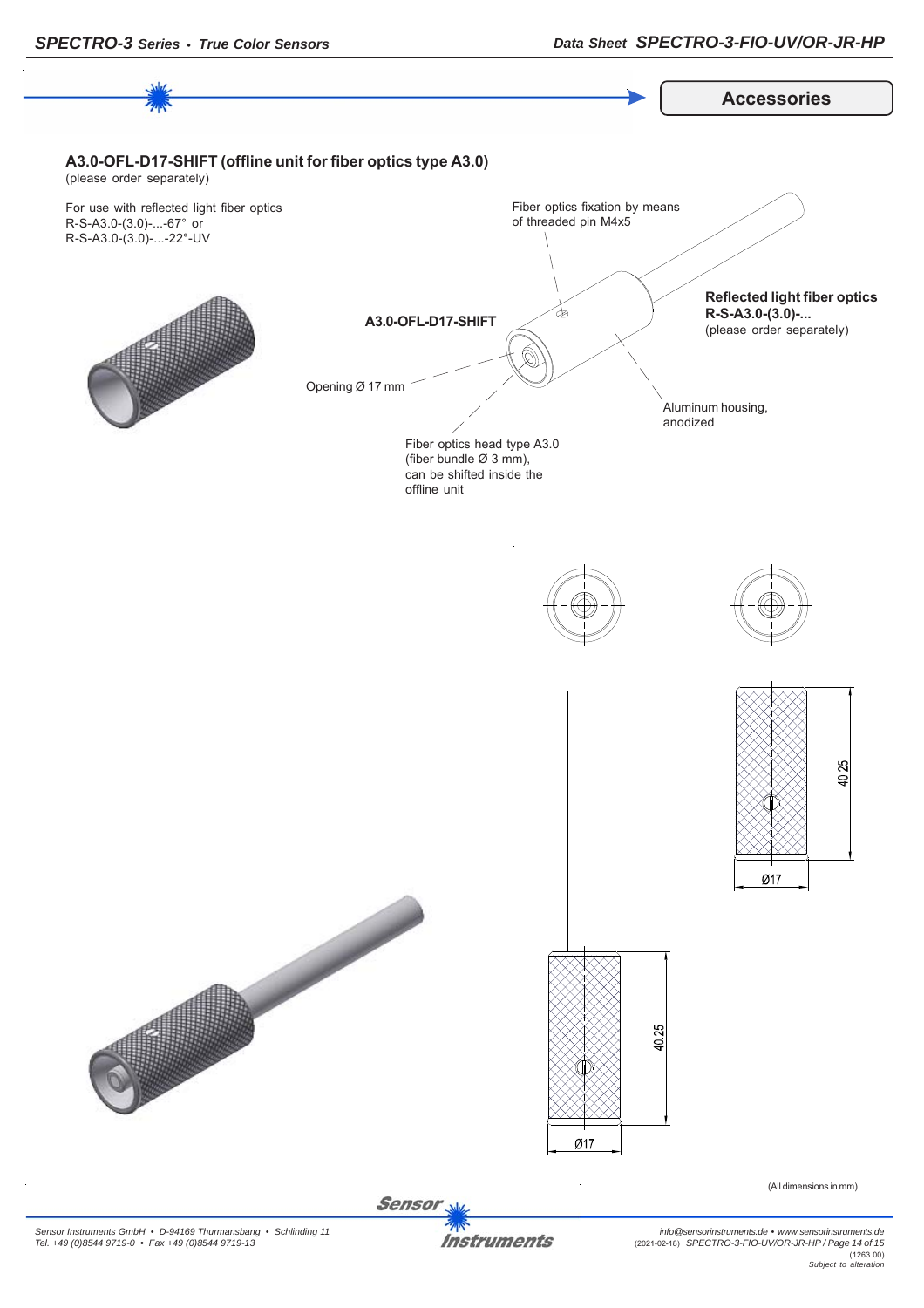## Accessories

### A3.0-OFL-D17-SHIFT (offline unit for fiber optics type A3.0)

(please order separately)

For use with reflected light fiber optics
R-S-A3.0-(3.0)-...-67° or
R-S-A3.0-(3.0)-...-22°-UV

Fiber optics fixation by means of threaded pin M4x5

**A3.0-OFL-D17-SHIFT**

**Reflected light fiber optics R-S-A3.0-(3.0)-...**
(please order separately)

Opening Ø 17 mm

Aluminum housing, anodized

Fiber optics head type A3.0 (fiber bundle Ø 3 mm), can be shifted inside the offline unit

40.25

Ø17

40.25

Ø17

(All dimensions in mm)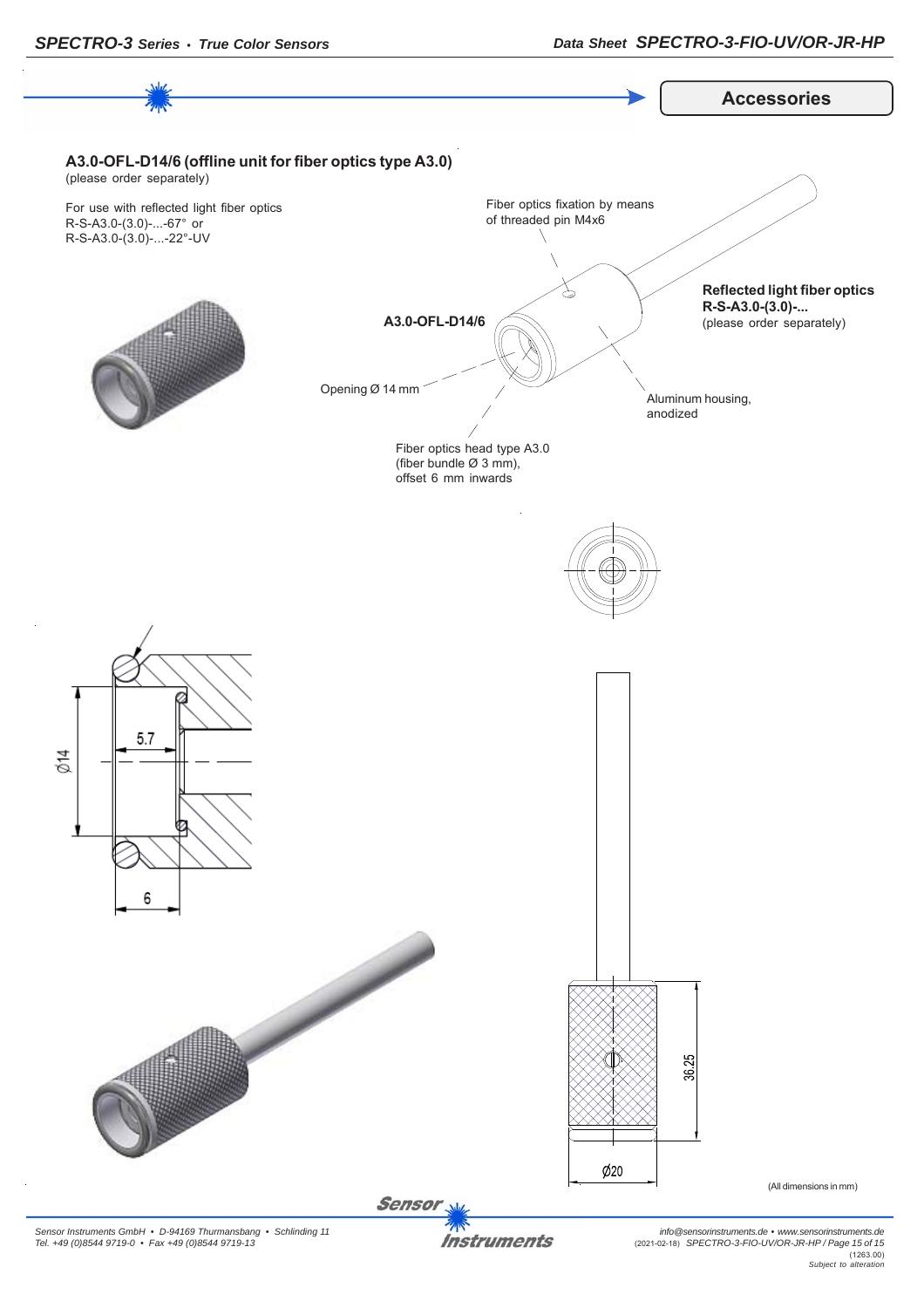## Accessories

### A3.0-OFL-D14/6 (offline unit for fiber optics type A3.0)

(please order separately)

For use with reflected light fiber optics
R-S-A3.0-(3.0)-...-67° or
R-S-A3.0-(3.0)-...-22°-UV

Fiber optics fixation by means of threaded pin M4x6

**A3.0-OFL-D14/6**

**Reflected light fiber optics R-S-A3.0-(3.0)-...**
(please order separately)

Opening Ø 14 mm

Aluminum housing, anodized

Fiber optics head type A3.0 (fiber bundle Ø 3 mm), offset 6 mm inwards

5.7

Ø14

6

36.25

Ø20

(All dimensions in mm)